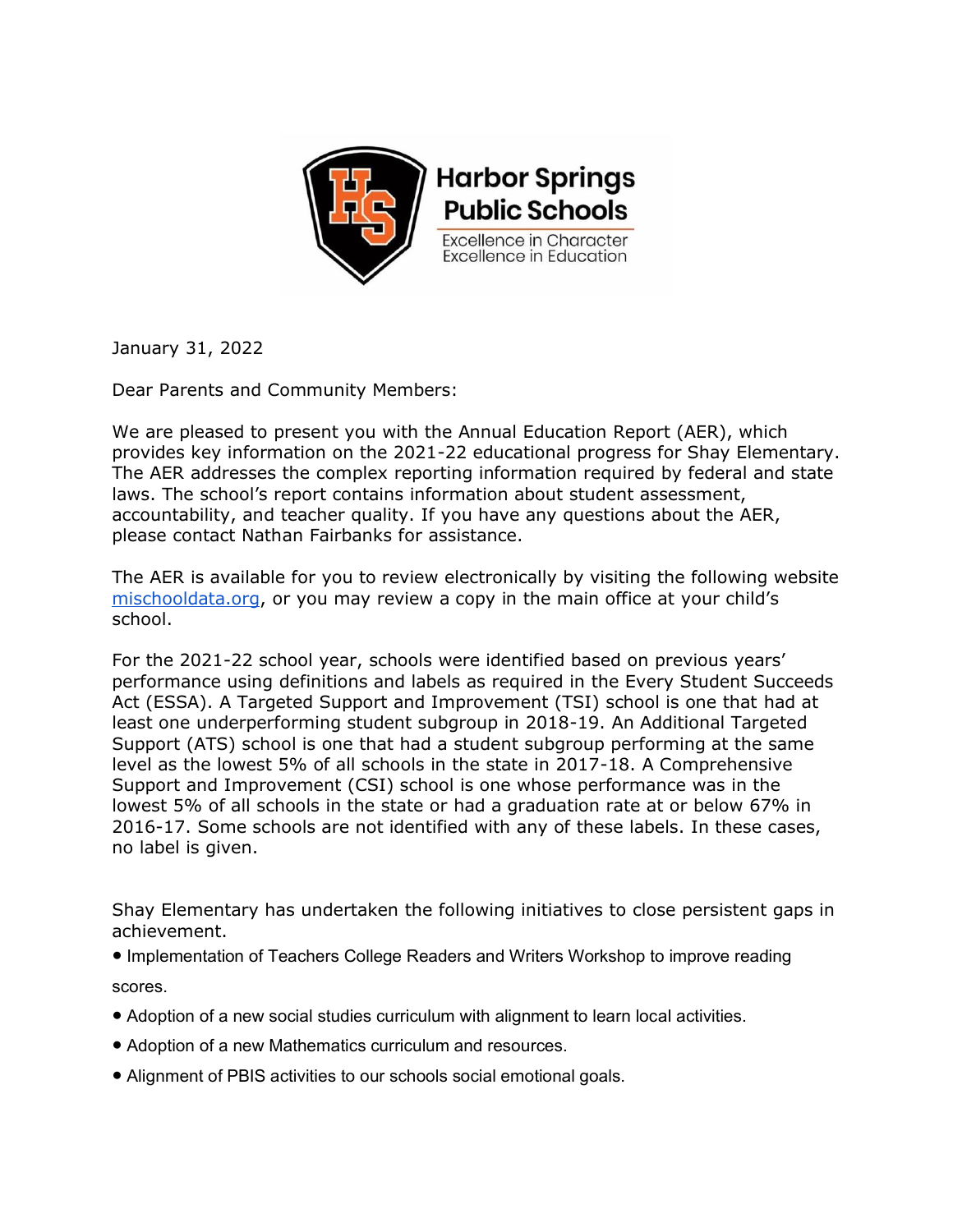**Harbor Springs Public Schools**

Excellence in Character
Excellence in Education

January 31, 2022

Dear Parents and Community Members:

We are pleased to present you with the Annual Education Report (AER), which provides key information on the 2021-22 educational progress for Shay Elementary. The AER addresses the complex reporting information required by federal and state laws. The school's report contains information about student assessment, accountability, and teacher quality. If you have any questions about the AER, please contact Nathan Fairbanks for assistance.

The AER is available for you to review electronically by visiting the following website [mischooldata.org](https://mischooldata.org), or you may review a copy in the main office at your child's school.

For the 2021-22 school year, schools were identified based on previous years' performance using definitions and labels as required in the Every Student Succeeds Act (ESSA). A Targeted Support and Improvement (TSI) school is one that had at least one underperforming student subgroup in 2018-19. An Additional Targeted Support (ATS) school is one that had a student subgroup performing at the same level as the lowest 5% of all schools in the state in 2017-18. A Comprehensive Support and Improvement (CSI) school is one whose performance was in the lowest 5% of all schools in the state or had a graduation rate at or below 67% in 2016-17. Some schools are not identified with any of these labels. In these cases, no label is given.

Shay Elementary has undertaken the following initiatives to close persistent gaps in achievement.

- Implementation of Teachers College Readers and Writers Workshop to improve reading scores.
- Adoption of a new social studies curriculum with alignment to learn local activities.
- Adoption of a new Mathematics curriculum and resources.
- Alignment of PBIS activities to our schools social emotional goals.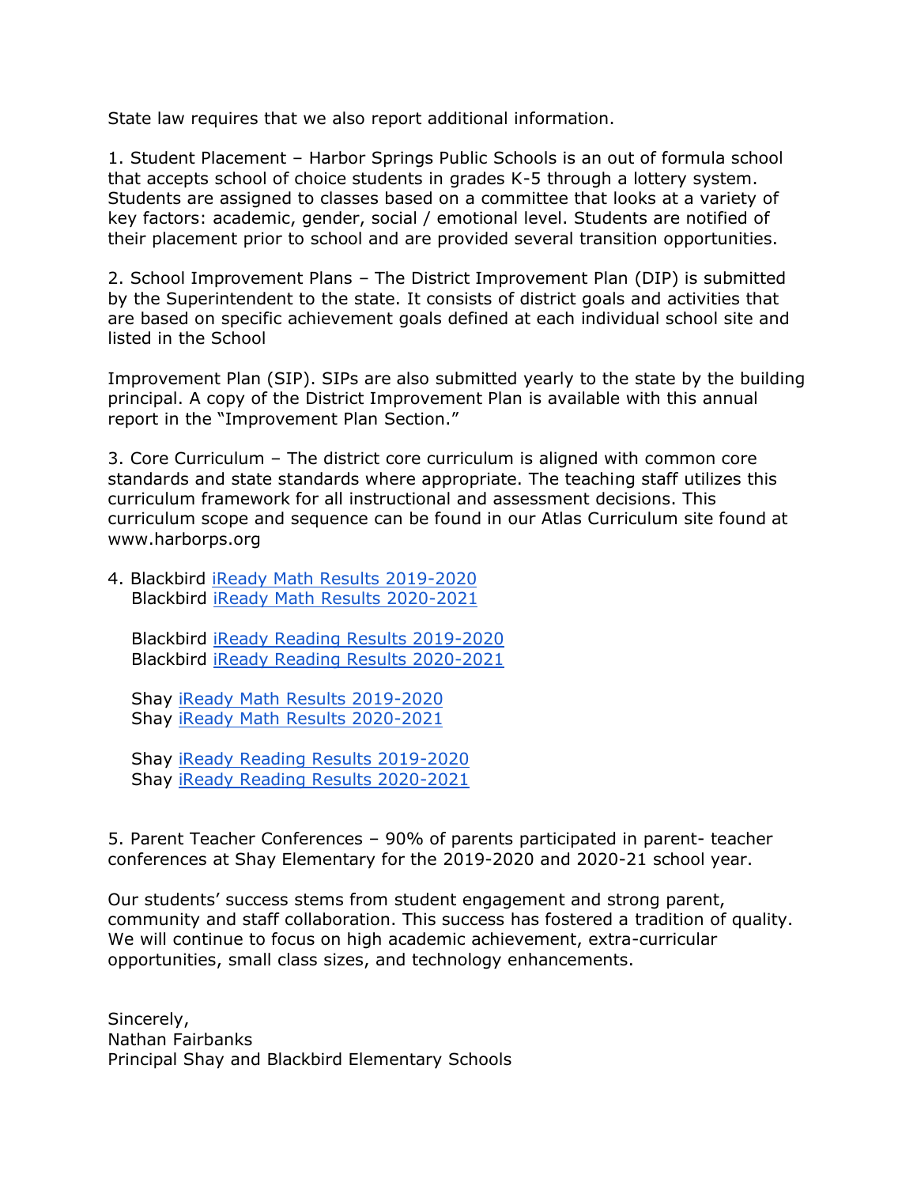State law requires that we also report additional information.

1. Student Placement – Harbor Springs Public Schools is an out of formula school that accepts school of choice students in grades K-5 through a lottery system. Students are assigned to classes based on a committee that looks at a variety of key factors: academic, gender, social / emotional level. Students are notified of their placement prior to school and are provided several transition opportunities.

2. School Improvement Plans – The District Improvement Plan (DIP) is submitted by the Superintendent to the state. It consists of district goals and activities that are based on specific achievement goals defined at each individual school site and listed in the School

Improvement Plan (SIP). SIPs are also submitted yearly to the state by the building principal. A copy of the District Improvement Plan is available with this annual report in the "Improvement Plan Section."

3. Core Curriculum – The district core curriculum is aligned with common core standards and state standards where appropriate. The teaching staff utilizes this curriculum framework for all instructional and assessment decisions. This curriculum scope and sequence can be found in our Atlas Curriculum site found at www.harborps.org

4. Blackbird iReady Math Results 2019-2020
   Blackbird iReady Math Results 2020-2021

   Blackbird iReady Reading Results 2019-2020
   Blackbird iReady Reading Results 2020-2021

   Shay iReady Math Results 2019-2020
   Shay iReady Math Results 2020-2021

   Shay iReady Reading Results 2019-2020
   Shay iReady Reading Results 2020-2021

5. Parent Teacher Conferences – 90% of parents participated in parent- teacher conferences at Shay Elementary for the 2019-2020 and 2020-21 school year.

Our students' success stems from student engagement and strong parent, community and staff collaboration. This success has fostered a tradition of quality. We will continue to focus on high academic achievement, extra-curricular opportunities, small class sizes, and technology enhancements.

Sincerely,
Nathan Fairbanks
Principal Shay and Blackbird Elementary Schools